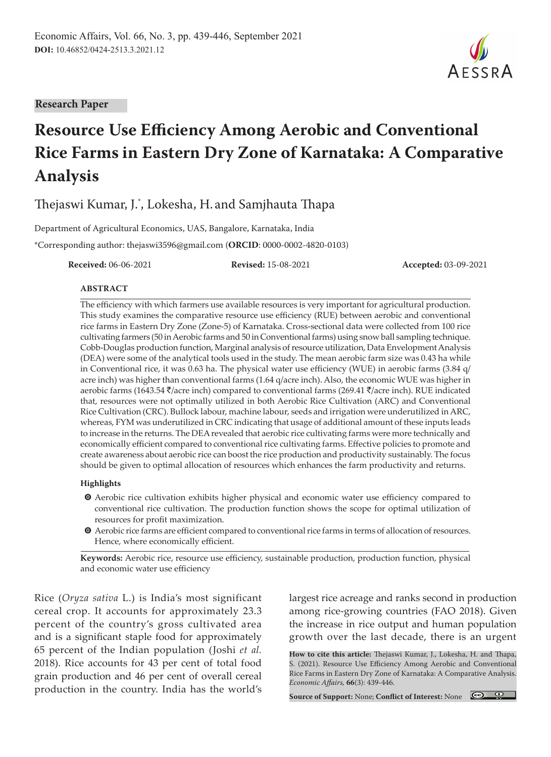**Research Paper**

# Resource Use Efficiency Among Aerobic and Conventional Rice Farms in Eastern Dry Zone of Karnataka: A Comparative Analysis

Thejaswi Kumar, J.*, Lokesha, H. and Samjhauta Thapa

Department of Agricultural Economics, UAS, Bangalore, Karnataka, India

*Corresponding author: thejaswi3596@gmail.com (**ORCID**: 0000-0002-4820-0103)

**Received:** 06-06-2021 **Revised:** 15-08-2021 **Accepted:** 03-09-2021

## ABSTRACT

The efficiency with which farmers use available resources is very important for agricultural production. This study examines the comparative resource use efficiency (RUE) between aerobic and conventional rice farms in Eastern Dry Zone (Zone-5) of Karnataka. Cross-sectional data were collected from 100 rice cultivating farmers (50 in Aerobic farms and 50 in Conventional farms) using snow ball sampling technique. Cobb-Douglas production function, Marginal analysis of resource utilization, Data Envelopment Analysis (DEA) were some of the analytical tools used in the study. The mean aerobic farm size was 0.43 ha while in Conventional rice, it was 0.63 ha. The physical water use efficiency (WUE) in aerobic farms (3.84 q/acre inch) was higher than conventional farms (1.64 q/acre inch). Also, the economic WUE was higher in aerobic farms (1643.54 ₹/acre inch) compared to conventional farms (269.41 ₹/acre inch). RUE indicated that, resources were not optimally utilized in both Aerobic Rice Cultivation (ARC) and Conventional Rice Cultivation (CRC). Bullock labour, machine labour, seeds and irrigation were underutilized in ARC, whereas, FYM was underutilized in CRC indicating that usage of additional amount of these inputs leads to increase in the returns. The DEA revealed that aerobic rice cultivating farms were more technically and economically efficient compared to conventional rice cultivating farms. Effective policies to promote and create awareness about aerobic rice can boost the rice production and productivity sustainably. The focus should be given to optimal allocation of resources which enhances the farm productivity and returns.

### Highlights

- Aerobic rice cultivation exhibits higher physical and economic water use efficiency compared to conventional rice cultivation. The production function shows the scope for optimal utilization of resources for profit maximization.
- Aerobic rice farms are efficient compared to conventional rice farms in terms of allocation of resources. Hence, where economically efficient.

**Keywords:** Aerobic rice, resource use efficiency, sustainable production, production function, physical and economic water use efficiency

Rice (*Oryza sativa* L.) is India's most significant cereal crop. It accounts for approximately 23.3 percent of the country's gross cultivated area and is a significant staple food for approximately 65 percent of the Indian population (Joshi *et al.* 2018). Rice accounts for 43 per cent of total food grain production and 46 per cent of overall cereal production in the country. India has the world's largest rice acreage and ranks second in production among rice-growing countries (FAO 2018). Given the increase in rice output and human population growth over the last decade, there is an urgent

**How to cite this article:** Thejaswi Kumar, J., Lokesha, H. and Thapa, S. (2021). Resource Use Efficiency Among Aerobic and Conventional Rice Farms in Eastern Dry Zone of Karnataka: A Comparative Analysis. *Economic Affairs,* **66**(3): 439-446.

**Source of Support:** None; **Conflict of Interest:** None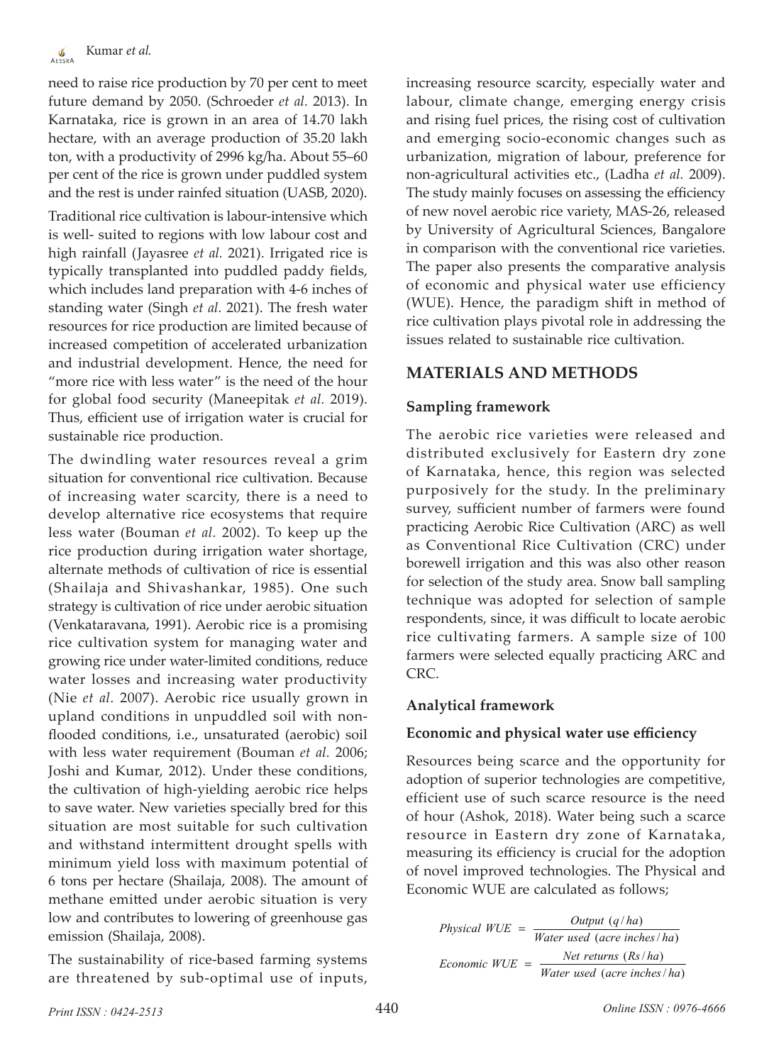need to raise rice production by 70 per cent to meet future demand by 2050. (Schroeder *et al.* 2013). In Karnataka, rice is grown in an area of 14.70 lakh hectare, with an average production of 35.20 lakh ton, with a productivity of 2996 kg/ha. About 55–60 per cent of the rice is grown under puddled system and the rest is under rainfed situation (UASB, 2020).

Traditional rice cultivation is labour-intensive which is well- suited to regions with low labour cost and high rainfall (Jayasree *et al.* 2021). Irrigated rice is typically transplanted into puddled paddy fields, which includes land preparation with 4-6 inches of standing water (Singh *et al.* 2021). The fresh water resources for rice production are limited because of increased competition of accelerated urbanization and industrial development. Hence, the need for "more rice with less water" is the need of the hour for global food security (Maneepitak *et al.* 2019). Thus, efficient use of irrigation water is crucial for sustainable rice production.

The dwindling water resources reveal a grim situation for conventional rice cultivation. Because of increasing water scarcity, there is a need to develop alternative rice ecosystems that require less water (Bouman *et al.* 2002). To keep up the rice production during irrigation water shortage, alternate methods of cultivation of rice is essential (Shailaja and Shivashankar, 1985). One such strategy is cultivation of rice under aerobic situation (Venkataravana, 1991). Aerobic rice is a promising rice cultivation system for managing water and growing rice under water-limited conditions, reduce water losses and increasing water productivity (Nie *et al.* 2007). Aerobic rice usually grown in upland conditions in unpuddled soil with non-flooded conditions, i.e., unsaturated (aerobic) soil with less water requirement (Bouman *et al.* 2006; Joshi and Kumar, 2012). Under these conditions, the cultivation of high-yielding aerobic rice helps to save water. New varieties specially bred for this situation are most suitable for such cultivation and withstand intermittent drought spells with minimum yield loss with maximum potential of 6 tons per hectare (Shailaja, 2008). The amount of methane emitted under aerobic situation is very low and contributes to lowering of greenhouse gas emission (Shailaja, 2008).

The sustainability of rice-based farming systems are threatened by sub-optimal use of inputs, increasing resource scarcity, especially water and labour, climate change, emerging energy crisis and rising fuel prices, the rising cost of cultivation and emerging socio-economic changes such as urbanization, migration of labour, preference for non-agricultural activities etc., (Ladha *et al.* 2009). The study mainly focuses on assessing the efficiency of new novel aerobic rice variety, MAS-26, released by University of Agricultural Sciences, Bangalore in comparison with the conventional rice varieties. The paper also presents the comparative analysis of economic and physical water use efficiency (WUE). Hence, the paradigm shift in method of rice cultivation plays pivotal role in addressing the issues related to sustainable rice cultivation.

## MATERIALS AND METHODS

### Sampling framework

The aerobic rice varieties were released and distributed exclusively for Eastern dry zone of Karnataka, hence, this region was selected purposively for the study. In the preliminary survey, sufficient number of farmers were found practicing Aerobic Rice Cultivation (ARC) as well as Conventional Rice Cultivation (CRC) under borewell irrigation and this was also other reason for selection of the study area. Snow ball sampling technique was adopted for selection of sample respondents, since, it was difficult to locate aerobic rice cultivating farmers. A sample size of 100 farmers were selected equally practicing ARC and CRC.

### Analytical framework

### Economic and physical water use efficiency

Resources being scarce and the opportunity for adoption of superior technologies are competitive, efficient use of such scarce resource is the need of hour (Ashok, 2018). Water being such a scarce resource in Eastern dry zone of Karnataka, measuring its efficiency is crucial for the adoption of novel improved technologies. The Physical and Economic WUE are calculated as follows;

$$Physical\ WUE = \frac{Output\ (q/ha)}{Water\ used\ (acre\ inches/ha)}$$

$$Economic\ WUE = \frac{Net\ returns\ (Rs/ha)}{Water\ used\ (acre\ inches/ha)}$$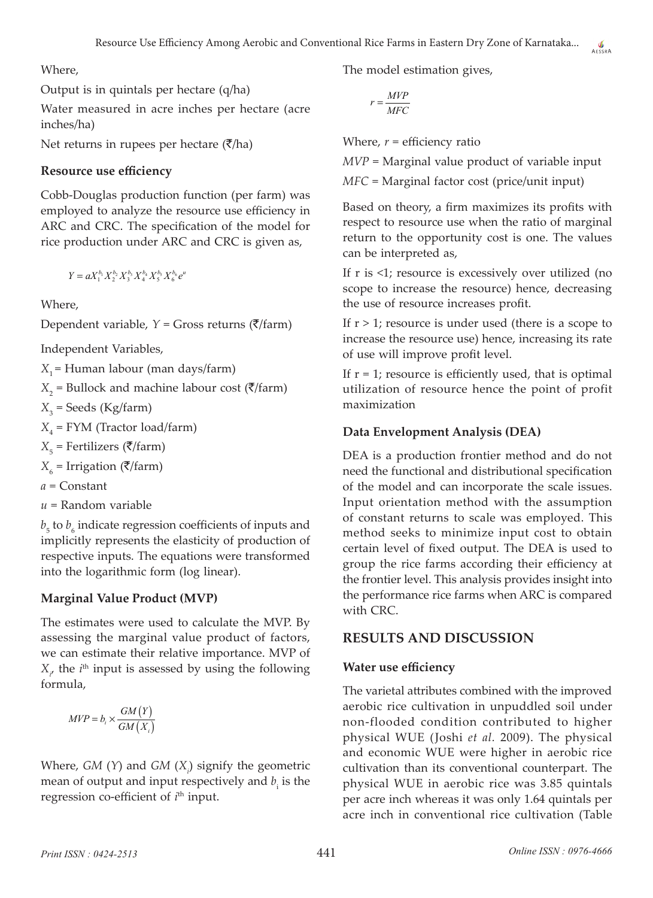Where,

Output is in quintals per hectare (q/ha)

Water measured in acre inches per hectare (acre inches/ha)

Net returns in rupees per hectare (₹/ha)

### Resource use efficiency

Cobb-Douglas production function (per farm) was employed to analyze the resource use efficiency in ARC and CRC. The specification of the model for rice production under ARC and CRC is given as,

$$Y = aX_1^{b_1} X_2^{b_2} X_3^{b_3} X_4^{b_4} X_5^{b_5} X_6^{b_6} e^u$$

Where,

Dependent variable, $Y$ = Gross returns (₹/farm)

Independent Variables,

$X_1$ = Human labour (man days/farm)

$X_2$ = Bullock and machine labour cost (₹/farm)

$X_3$ = Seeds (Kg/farm)

$X_4$ = FYM (Tractor load/farm)

$X_5$ = Fertilizers (₹/farm)

$X_6$ = Irrigation (₹/farm)

$a$ = Constant

$u$ = Random variable

$b_5$ to $b_6$ indicate regression coefficients of inputs and implicitly represents the elasticity of production of respective inputs. The equations were transformed into the logarithmic form (log linear).

### Marginal Value Product (MVP)

The estimates were used to calculate the MVP. By assessing the marginal value product of factors, we can estimate their relative importance. MVP of $X_i$, the $i^{th}$ input is assessed by using the following formula,

$$MVP = b_i \times \frac{GM(Y)}{GM(X_i)}$$

Where, $GM(Y)$ and $GM(X_i)$ signify the geometric mean of output and input respectively and $b_i$ is the regression co-efficient of $i^{th}$ input.

The model estimation gives,

$$r = \frac{MVP}{MFC}$$

Where, $r$ = efficiency ratio

$MVP$ = Marginal value product of variable input

$MFC$ = Marginal factor cost (price/unit input)

Based on theory, a firm maximizes its profits with respect to resource use when the ratio of marginal return to the opportunity cost is one. The values can be interpreted as,

If r is <1; resource is excessively over utilized (no scope to increase the resource) hence, decreasing the use of resource increases profit.

If r > 1; resource is under used (there is a scope to increase the resource use) hence, increasing its rate of use will improve profit level.

If r = 1; resource is efficiently used, that is optimal utilization of resource hence the point of profit maximization

### Data Envelopment Analysis (DEA)

DEA is a production frontier method and do not need the functional and distributional specification of the model and can incorporate the scale issues. Input orientation method with the assumption of constant returns to scale was employed. This method seeks to minimize input cost to obtain certain level of fixed output. The DEA is used to group the rice farms according their efficiency at the frontier level. This analysis provides insight into the performance rice farms when ARC is compared with CRC.

## RESULTS AND DISCUSSION

### Water use efficiency

The varietal attributes combined with the improved aerobic rice cultivation in unpuddled soil under non-flooded condition contributed to higher physical WUE (Joshi *et al.* 2009). The physical and economic WUE were higher in aerobic rice cultivation than its conventional counterpart. The physical WUE in aerobic rice was 3.85 quintals per acre inch whereas it was only 1.64 quintals per acre inch in conventional rice cultivation (Table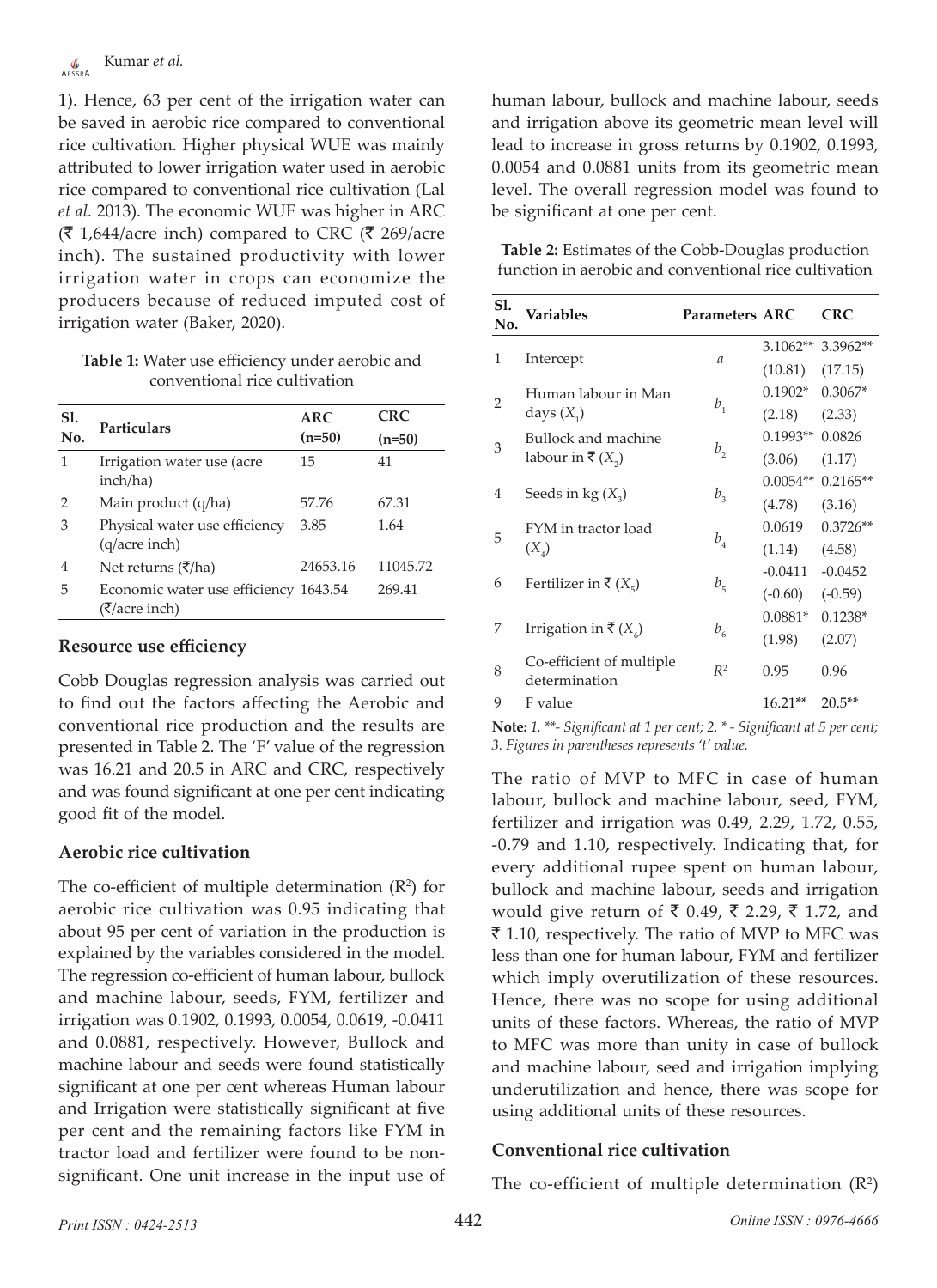1). Hence, 63 per cent of the irrigation water can be saved in aerobic rice compared to conventional rice cultivation. Higher physical WUE was mainly attributed to lower irrigation water used in aerobic rice compared to conventional rice cultivation (Lal *et al.* 2013). The economic WUE was higher in ARC (₹ 1,644/acre inch) compared to CRC (₹ 269/acre inch). The sustained productivity with lower irrigation water in crops can economize the producers because of reduced imputed cost of irrigation water (Baker, 2020).

**Table 1:** Water use efficiency under aerobic and conventional rice cultivation

| Sl. No. | Particulars | ARC (n=50) | CRC (n=50) |
|---|---|---|---|
| 1 | Irrigation water use (acre inch/ha) | 15 | 41 |
| 2 | Main product (q/ha) | 57.76 | 67.31 |
| 3 | Physical water use efficiency (q/acre inch) | 3.85 | 1.64 |
| 4 | Net returns (₹/ha) | 24653.16 | 11045.72 |
| 5 | Economic water use efficiency (₹/acre inch) | 1643.54 | 269.41 |

### Resource use efficiency

Cobb Douglas regression analysis was carried out to find out the factors affecting the Aerobic and conventional rice production and the results are presented in Table 2. The 'F' value of the regression was 16.21 and 20.5 in ARC and CRC, respectively and was found significant at one per cent indicating good fit of the model.

### Aerobic rice cultivation

The co-efficient of multiple determination ($R^2$) for aerobic rice cultivation was 0.95 indicating that about 95 per cent of variation in the production is explained by the variables considered in the model. The regression co-efficient of human labour, bullock and machine labour, seeds, FYM, fertilizer and irrigation was 0.1902, 0.1993, 0.0054, 0.0619, -0.0411 and 0.0881, respectively. However, Bullock and machine labour and seeds were found statistically significant at one per cent whereas Human labour and Irrigation were statistically significant at five per cent and the remaining factors like FYM in tractor load and fertilizer were found to be non-significant. One unit increase in the input use of human labour, bullock and machine labour, seeds and irrigation above its geometric mean level will lead to increase in gross returns by 0.1902, 0.1993, 0.0054 and 0.0881 units from its geometric mean level. The overall regression model was found to be significant at one per cent.

**Table 2:** Estimates of the Cobb-Douglas production function in aerobic and conventional rice cultivation

| Sl. No. | Variables | Parameters | ARC | CRC |
|---|---|---|---|---|
| 1 | Intercept | $a$ | 3.1062** (10.81) | 3.3962** (17.15) |
| 2 | Human labour in Man days ($X_1$) | $b_1$ | 0.1902* (2.18) | 0.3067* (2.33) |
| 3 | Bullock and machine labour in ₹ ($X_2$) | $b_2$ | 0.1993** (3.06) | 0.0826 (1.17) |
| 4 | Seeds in kg ($X_3$) | $b_3$ | 0.0054** (4.78) | 0.2165** (3.16) |
| 5 | FYM in tractor load ($X_4$) | $b_4$ | 0.0619 (1.14) | 0.3726** (4.58) |
| 6 | Fertilizer in ₹ ($X_5$) | $b_5$ | -0.0411 (-0.60) | -0.0452 (-0.59) |
| 7 | Irrigation in ₹ ($X_6$) | $b_6$ | 0.0881* (1.98) | 0.1238* (2.07) |
| 8 | Co-efficient of multiple determination | $R^2$ | 0.95 | 0.96 |
| 9 | F value | | 16.21** | 20.5** |

**Note:** *1. \*\*- Significant at 1 per cent; 2. \* - Significant at 5 per cent; 3. Figures in parentheses represents 't' value.*

The ratio of MVP to MFC in case of human labour, bullock and machine labour, seed, FYM, fertilizer and irrigation was 0.49, 2.29, 1.72, 0.55, -0.79 and 1.10, respectively. Indicating that, for every additional rupee spent on human labour, bullock and machine labour, seeds and irrigation would give return of ₹ 0.49, ₹ 2.29, ₹ 1.72, and ₹ 1.10, respectively. The ratio of MVP to MFC was less than one for human labour, FYM and fertilizer which imply overutilization of these resources. Hence, there was no scope for using additional units of these factors. Whereas, the ratio of MVP to MFC was more than unity in case of bullock and machine labour, seed and irrigation implying underutilization and hence, there was scope for using additional units of these resources.

### Conventional rice cultivation

The co-efficient of multiple determination ($R^2$)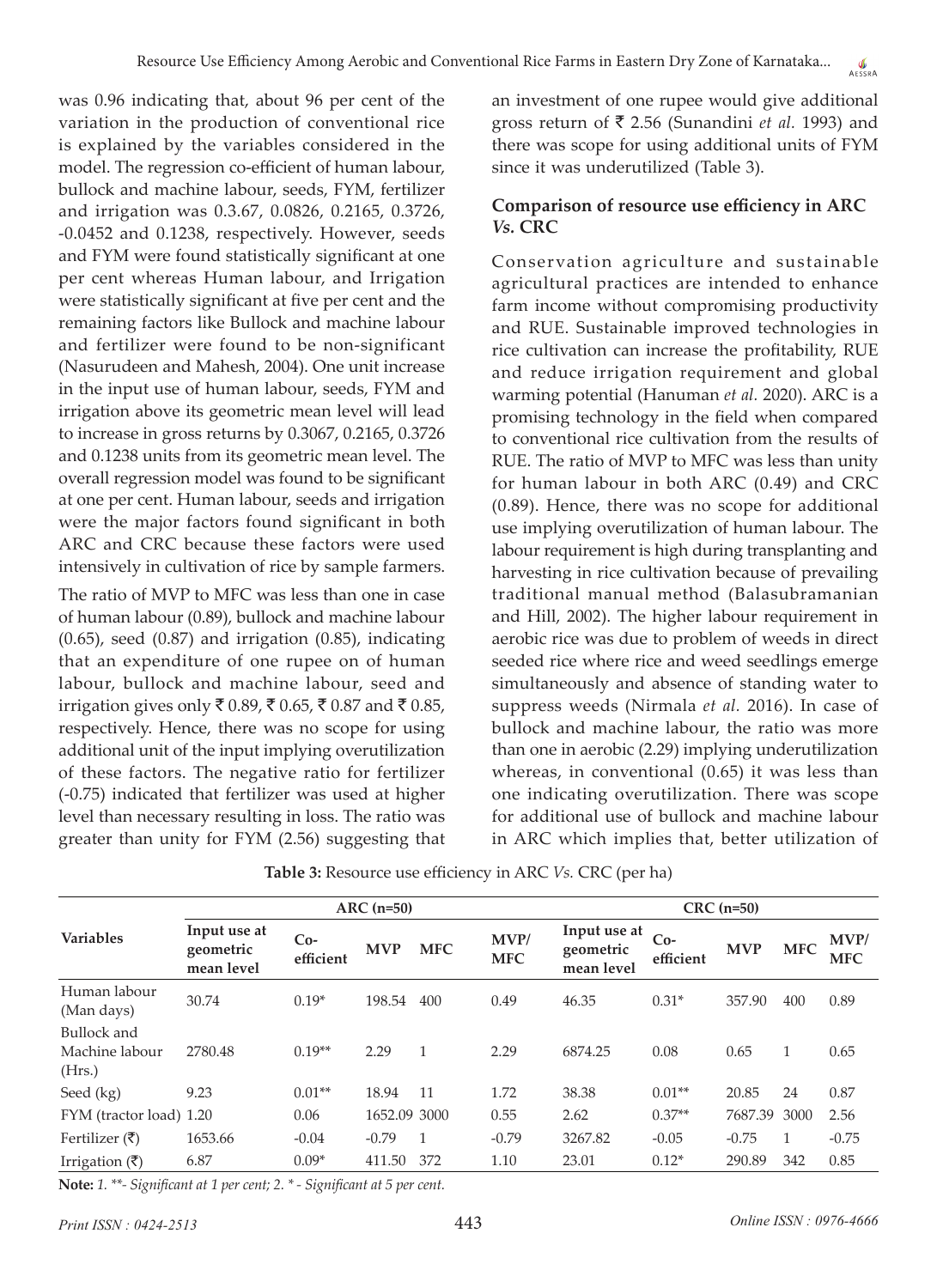was 0.96 indicating that, about 96 per cent of the variation in the production of conventional rice is explained by the variables considered in the model. The regression co-efficient of human labour, bullock and machine labour, seeds, FYM, fertilizer and irrigation was 0.3.67, 0.0826, 0.2165, 0.3726, -0.0452 and 0.1238, respectively. However, seeds and FYM were found statistically significant at one per cent whereas Human labour, and Irrigation were statistically significant at five per cent and the remaining factors like Bullock and machine labour and fertilizer were found to be non-significant (Nasurudeen and Mahesh, 2004). One unit increase in the input use of human labour, seeds, FYM and irrigation above its geometric mean level will lead to increase in gross returns by 0.3067, 0.2165, 0.3726 and 0.1238 units from its geometric mean level. The overall regression model was found to be significant at one per cent. Human labour, seeds and irrigation were the major factors found significant in both ARC and CRC because these factors were used intensively in cultivation of rice by sample farmers.

The ratio of MVP to MFC was less than one in case of human labour (0.89), bullock and machine labour (0.65), seed (0.87) and irrigation (0.85), indicating that an expenditure of one rupee on of human labour, bullock and machine labour, seed and irrigation gives only ₹ 0.89, ₹ 0.65, ₹ 0.87 and ₹ 0.85, respectively. Hence, there was no scope for using additional unit of the input implying overutilization of these factors. The negative ratio for fertilizer (-0.75) indicated that fertilizer was used at higher level than necessary resulting in loss. The ratio was greater than unity for FYM (2.56) suggesting that an investment of one rupee would give additional gross return of ₹ 2.56 (Sunandini *et al.* 1993) and there was scope for using additional units of FYM since it was underutilized (Table 3).

### Comparison of resource use efficiency in ARC *Vs.* CRC

Conservation agriculture and sustainable agricultural practices are intended to enhance farm income without compromising productivity and RUE. Sustainable improved technologies in rice cultivation can increase the profitability, RUE and reduce irrigation requirement and global warming potential (Hanuman *et al.* 2020). ARC is a promising technology in the field when compared to conventional rice cultivation from the results of RUE. The ratio of MVP to MFC was less than unity for human labour in both ARC (0.49) and CRC (0.89). Hence, there was no scope for additional use implying overutilization of human labour. The labour requirement is high during transplanting and harvesting in rice cultivation because of prevailing traditional manual method (Balasubramanian and Hill, 2002). The higher labour requirement in aerobic rice was due to problem of weeds in direct seeded rice where rice and weed seedlings emerge simultaneously and absence of standing water to suppress weeds (Nirmala *et al.* 2016). In case of bullock and machine labour, the ratio was more than one in aerobic (2.29) implying underutilization whereas, in conventional (0.65) it was less than one indicating overutilization. There was scope for additional use of bullock and machine labour in ARC which implies that, better utilization of

**Table 3:** Resource use efficiency in ARC *Vs.* CRC (per ha)

| Variables | ARC (n=50) | | | | | CRC (n=50) | | | | |
|---|---|---|---|---|---|---|---|---|---|---|
| | Input use at geometric mean level | Co-efficient | MVP | MFC | MVP/MFC | Input use at geometric mean level | Co-efficient | MVP | MFC | MVP/MFC |
| Human labour (Man days) | 30.74 | 0.19* | 198.54 | 400 | 0.49 | 46.35 | 0.31* | 357.90 | 400 | 0.89 |
| Bullock and Machine labour (Hrs.) | 2780.48 | 0.19** | 2.29 | 1 | 2.29 | 6874.25 | 0.08 | 0.65 | 1 | 0.65 |
| Seed (kg) | 9.23 | 0.01** | 18.94 | 11 | 1.72 | 38.38 | 0.01** | 20.85 | 24 | 0.87 |
| FYM (tractor load) | 1.20 | 0.06 | 1652.09 | 3000 | 0.55 | 2.62 | 0.37** | 7687.39 | 3000 | 2.56 |
| Fertilizer (₹) | 1653.66 | -0.04 | -0.79 | 1 | -0.79 | 3267.82 | -0.05 | -0.75 | 1 | -0.75 |
| Irrigation (₹) | 6.87 | 0.09* | 411.50 | 372 | 1.10 | 23.01 | 0.12* | 290.89 | 342 | 0.85 |

**Note:** *1. \*\*- Significant at 1 per cent; 2. \* - Significant at 5 per cent.*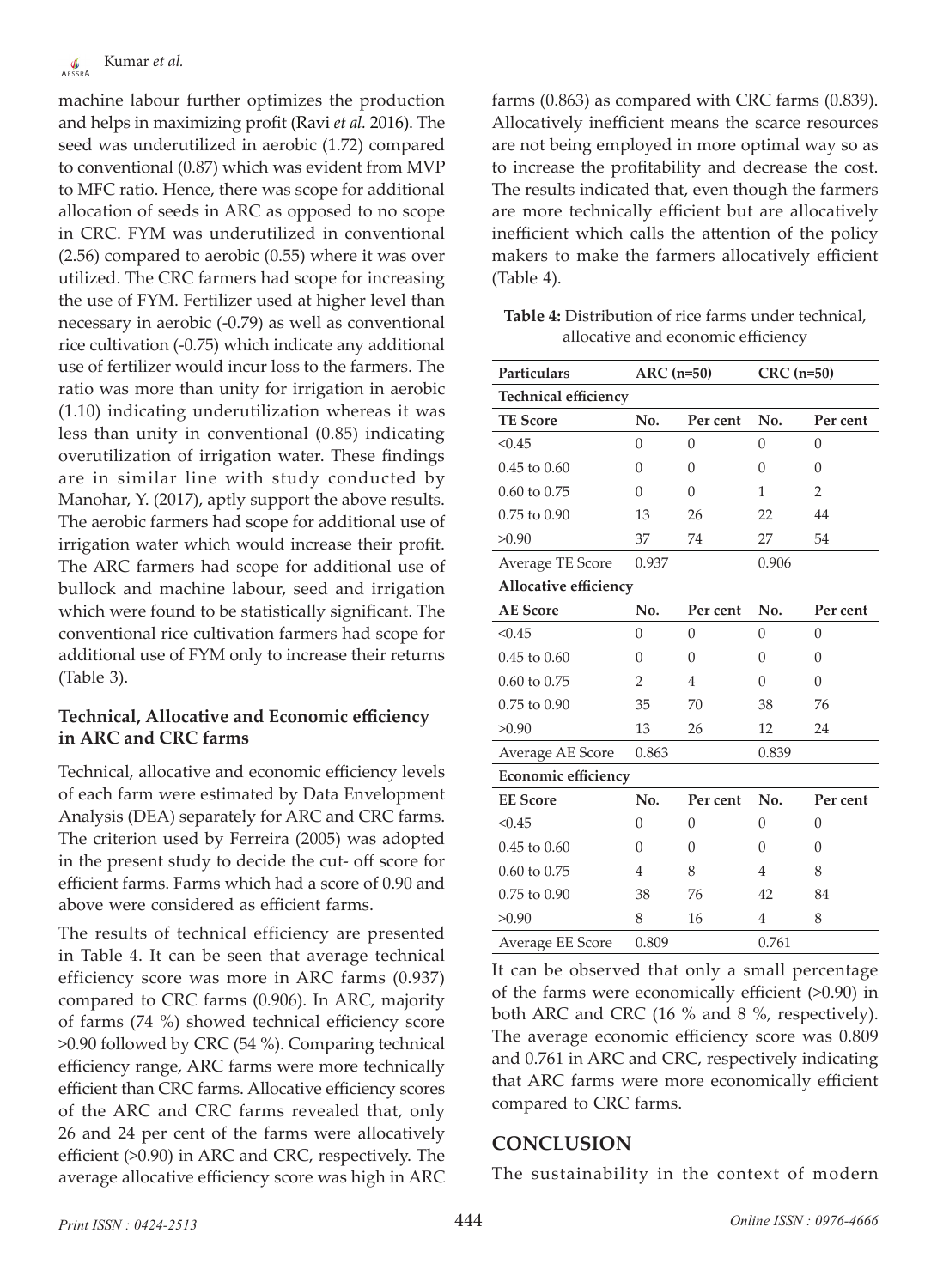machine labour further optimizes the production and helps in maximizing profit (Ravi *et al.* 2016). The seed was underutilized in aerobic (1.72) compared to conventional (0.87) which was evident from MVP to MFC ratio. Hence, there was scope for additional allocation of seeds in ARC as opposed to no scope in CRC. FYM was underutilized in conventional (2.56) compared to aerobic (0.55) where it was over utilized. The CRC farmers had scope for increasing the use of FYM. Fertilizer used at higher level than necessary in aerobic (-0.79) as well as conventional rice cultivation (-0.75) which indicate any additional use of fertilizer would incur loss to the farmers. The ratio was more than unity for irrigation in aerobic (1.10) indicating underutilization whereas it was less than unity in conventional (0.85) indicating overutilization of irrigation water. These findings are in similar line with study conducted by Manohar, Y. (2017), aptly support the above results. The aerobic farmers had scope for additional use of irrigation water which would increase their profit. The ARC farmers had scope for additional use of bullock and machine labour, seed and irrigation which were found to be statistically significant. The conventional rice cultivation farmers had scope for additional use of FYM only to increase their returns (Table 3).

### Technical, Allocative and Economic efficiency in ARC and CRC farms

Technical, allocative and economic efficiency levels of each farm were estimated by Data Envelopment Analysis (DEA) separately for ARC and CRC farms. The criterion used by Ferreira (2005) was adopted in the present study to decide the cut- off score for efficient farms. Farms which had a score of 0.90 and above were considered as efficient farms.

The results of technical efficiency are presented in Table 4. It can be seen that average technical efficiency score was more in ARC farms (0.937) compared to CRC farms (0.906). In ARC, majority of farms (74 %) showed technical efficiency score >0.90 followed by CRC (54 %). Comparing technical efficiency range, ARC farms were more technically efficient than CRC farms. Allocative efficiency scores of the ARC and CRC farms revealed that, only 26 and 24 per cent of the farms were allocatively efficient (>0.90) in ARC and CRC, respectively. The average allocative efficiency score was high in ARC farms (0.863) as compared with CRC farms (0.839). Allocatively inefficient means the scarce resources are not being employed in more optimal way so as to increase the profitability and decrease the cost. The results indicated that, even though the farmers are more technically efficient but are allocatively inefficient which calls the attention of the policy makers to make the farmers allocatively efficient (Table 4).

**Table 4:** Distribution of rice farms under technical, allocative and economic efficiency

| Particulars | ARC (n=50) | | CRC (n=50) | |
|---|---|---|---|---|
| **Technical efficiency** | | | | |
| **TE Score** | **No.** | **Per cent** | **No.** | **Per cent** |
| <0.45 | 0 | 0 | 0 | 0 |
| 0.45 to 0.60 | 0 | 0 | 0 | 0 |
| 0.60 to 0.75 | 0 | 0 | 1 | 2 |
| 0.75 to 0.90 | 13 | 26 | 22 | 44 |
| >0.90 | 37 | 74 | 27 | 54 |
| Average TE Score | 0.937 | | 0.906 | |
| **Allocative efficiency** | | | | |
| **AE Score** | **No.** | **Per cent** | **No.** | **Per cent** |
| <0.45 | 0 | 0 | 0 | 0 |
| 0.45 to 0.60 | 0 | 0 | 0 | 0 |
| 0.60 to 0.75 | 2 | 4 | 0 | 0 |
| 0.75 to 0.90 | 35 | 70 | 38 | 76 |
| >0.90 | 13 | 26 | 12 | 24 |
| Average AE Score | 0.863 | | 0.839 | |
| **Economic efficiency** | | | | |
| **EE Score** | **No.** | **Per cent** | **No.** | **Per cent** |
| <0.45 | 0 | 0 | 0 | 0 |
| 0.45 to 0.60 | 0 | 0 | 0 | 0 |
| 0.60 to 0.75 | 4 | 8 | 4 | 8 |
| 0.75 to 0.90 | 38 | 76 | 42 | 84 |
| >0.90 | 8 | 16 | 4 | 8 |
| Average EE Score | 0.809 | | 0.761 | |

It can be observed that only a small percentage of the farms were economically efficient (>0.90) in both ARC and CRC (16 % and 8 %, respectively). The average economic efficiency score was 0.809 and 0.761 in ARC and CRC, respectively indicating that ARC farms were more economically efficient compared to CRC farms.

## CONCLUSION

The sustainability in the context of modern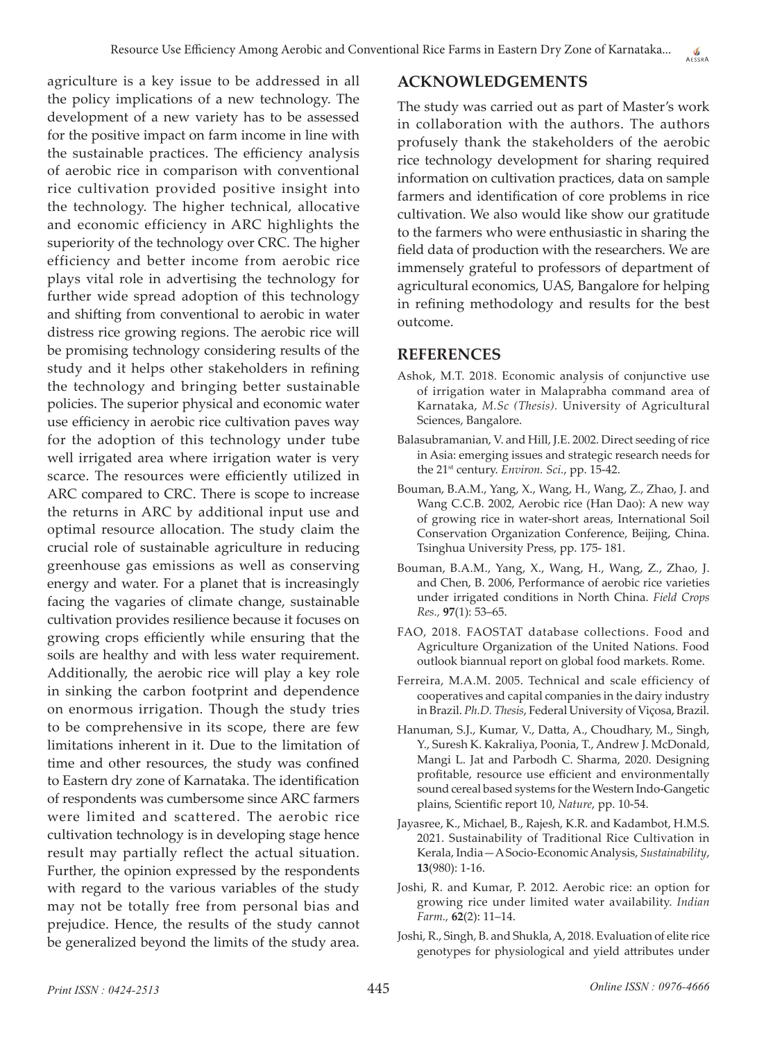agriculture is a key issue to be addressed in all the policy implications of a new technology. The development of a new variety has to be assessed for the positive impact on farm income in line with the sustainable practices. The efficiency analysis of aerobic rice in comparison with conventional rice cultivation provided positive insight into the technology. The higher technical, allocative and economic efficiency in ARC highlights the superiority of the technology over CRC. The higher efficiency and better income from aerobic rice plays vital role in advertising the technology for further wide spread adoption of this technology and shifting from conventional to aerobic in water distress rice growing regions. The aerobic rice will be promising technology considering results of the study and it helps other stakeholders in refining the technology and bringing better sustainable policies. The superior physical and economic water use efficiency in aerobic rice cultivation paves way for the adoption of this technology under tube well irrigated area where irrigation water is very scarce. The resources were efficiently utilized in ARC compared to CRC. There is scope to increase the returns in ARC by additional input use and optimal resource allocation. The study claim the crucial role of sustainable agriculture in reducing greenhouse gas emissions as well as conserving energy and water. For a planet that is increasingly facing the vagaries of climate change, sustainable cultivation provides resilience because it focuses on growing crops efficiently while ensuring that the soils are healthy and with less water requirement. Additionally, the aerobic rice will play a key role in sinking the carbon footprint and dependence on enormous irrigation. Though the study tries to be comprehensive in its scope, there are few limitations inherent in it. Due to the limitation of time and other resources, the study was confined to Eastern dry zone of Karnataka. The identification of respondents was cumbersome since ARC farmers were limited and scattered. The aerobic rice cultivation technology is in developing stage hence result may partially reflect the actual situation. Further, the opinion expressed by the respondents with regard to the various variables of the study may not be totally free from personal bias and prejudice. Hence, the results of the study cannot be generalized beyond the limits of the study area.

## ACKNOWLEDGEMENTS

The study was carried out as part of Master's work in collaboration with the authors. The authors profusely thank the stakeholders of the aerobic rice technology development for sharing required information on cultivation practices, data on sample farmers and identification of core problems in rice cultivation. We also would like show our gratitude to the farmers who were enthusiastic in sharing the field data of production with the researchers. We are immensely grateful to professors of department of agricultural economics, UAS, Bangalore for helping in refining methodology and results for the best outcome.

## REFERENCES

Ashok, M.T. 2018. Economic analysis of conjunctive use of irrigation water in Malaprabha command area of Karnataka, *M.Sc (Thesis)*. University of Agricultural Sciences, Bangalore.

Balasubramanian, V. and Hill, J.E. 2002. Direct seeding of rice in Asia: emerging issues and strategic research needs for the 21st century. *Environ. Sci.*, pp. 15-42.

Bouman, B.A.M., Yang, X., Wang, H., Wang, Z., Zhao, J. and Wang C.C.B. 2002, Aerobic rice (Han Dao): A new way of growing rice in water-short areas, International Soil Conservation Organization Conference, Beijing, China. Tsinghua University Press, pp. 175- 181.

Bouman, B.A.M., Yang, X., Wang, H., Wang, Z., Zhao, J. and Chen, B. 2006, Performance of aerobic rice varieties under irrigated conditions in North China. *Field Crops Res.*, **97**(1): 53–65.

FAO, 2018. FAOSTAT database collections. Food and Agriculture Organization of the United Nations. Food outlook biannual report on global food markets. Rome.

Ferreira, M.A.M. 2005. Technical and scale efficiency of cooperatives and capital companies in the dairy industry in Brazil. *Ph.D. Thesis*, Federal University of Viçosa, Brazil.

Hanuman, S.J., Kumar, V., Datta, A., Choudhary, M., Singh, Y., Suresh K. Kakraliya, Poonia, T., Andrew J. McDonald, Mangi L. Jat and Parbodh C. Sharma, 2020. Designing profitable, resource use efficient and environmentally sound cereal based systems for the Western Indo-Gangetic plains, Scientific report 10, *Nature*, pp. 10-54.

Jayasree, K., Michael, B., Rajesh, K.R. and Kadambot, H.M.S. 2021. Sustainability of Traditional Rice Cultivation in Kerala, India—A Socio-Economic Analysis, *Sustainability*, **13**(980): 1-16.

Joshi, R. and Kumar, P. 2012. Aerobic rice: an option for growing rice under limited water availability. *Indian Farm.*, **62**(2): 11–14.

Joshi, R., Singh, B. and Shukla, A, 2018. Evaluation of elite rice genotypes for physiological and yield attributes under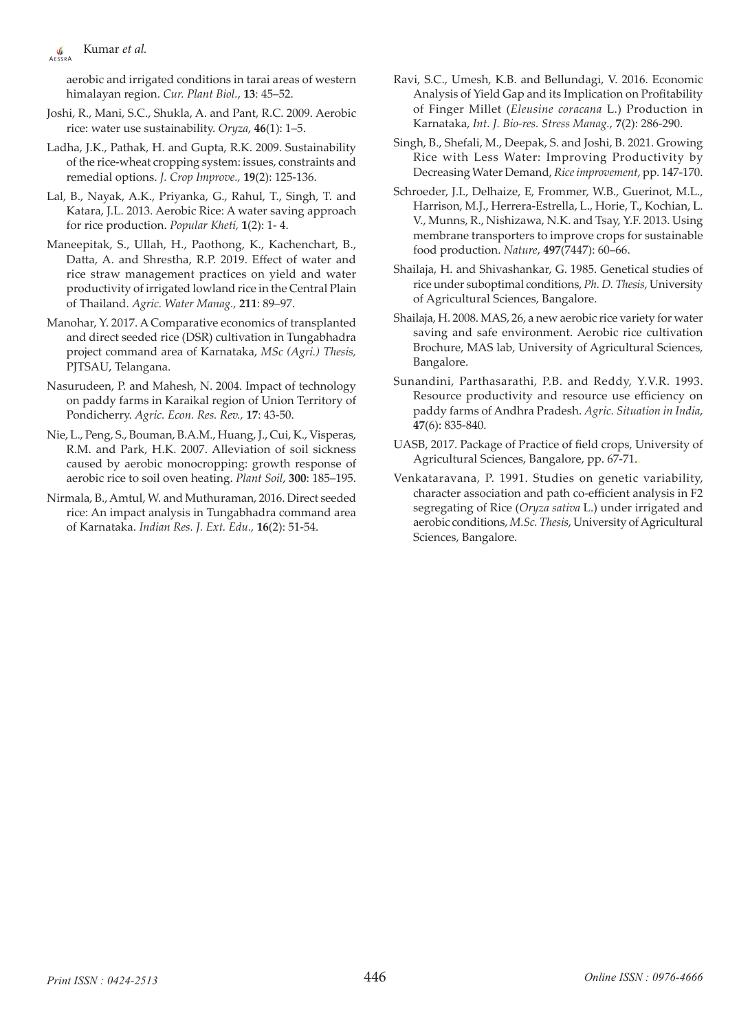aerobic and irrigated conditions in tarai areas of western himalayan region. *Cur. Plant Biol.*, **13**: 45–52.

Joshi, R., Mani, S.C., Shukla, A. and Pant, R.C. 2009. Aerobic rice: water use sustainability. *Oryza*, **46**(1): 1–5.

Ladha, J.K., Pathak, H. and Gupta, R.K. 2009. Sustainability of the rice-wheat cropping system: issues, constraints and remedial options. *J. Crop Improve.,* **19**(2): 125-136.

Lal, B., Nayak, A.K., Priyanka, G., Rahul, T., Singh, T. and Katara, J.L. 2013. Aerobic Rice: A water saving approach for rice production. *Popular Kheti,* **1**(2): 1- 4.

Maneepitak, S., Ullah, H., Paothong, K., Kachenchart, B., Datta, A. and Shrestha, R.P. 2019. Effect of water and rice straw management practices on yield and water productivity of irrigated lowland rice in the Central Plain of Thailand. *Agric. Water Manag.,* **211**: 89–97.

Manohar, Y. 2017. A Comparative economics of transplanted and direct seeded rice (DSR) cultivation in Tungabhadra project command area of Karnataka, *MSc (Agri.) Thesis,* PJTSAU, Telangana.

Nasurudeen, P. and Mahesh, N. 2004. Impact of technology on paddy farms in Karaikal region of Union Territory of Pondicherry. *Agric. Econ. Res. Rev.,* **17**: 43-50.

Nie, L., Peng, S., Bouman, B.A.M., Huang, J., Cui, K., Visperas, R.M. and Park, H.K. 2007. Alleviation of soil sickness caused by aerobic monocropping: growth response of aerobic rice to soil oven heating. *Plant Soil*, **300**: 185–195.

Nirmala, B., Amtul, W. and Muthuraman, 2016. Direct seeded rice: An impact analysis in Tungabhadra command area of Karnataka. *Indian Res. J. Ext. Edu.,* **16**(2): 51-54.

Ravi, S.C., Umesh, K.B. and Bellundagi, V. 2016. Economic Analysis of Yield Gap and its Implication on Profitability of Finger Millet (*Eleusine coracana* L.) Production in Karnataka, *Int. J. Bio-res. Stress Manag.*, **7**(2): 286-290.

Singh, B., Shefali, M., Deepak, S. and Joshi, B. 2021. Growing Rice with Less Water: Improving Productivity by Decreasing Water Demand, *Rice improvement*, pp. 147-170.

Schroeder, J.I., Delhaize, E, Frommer, W.B., Guerinot, M.L., Harrison, M.J., Herrera-Estrella, L., Horie, T., Kochian, L. V., Munns, R., Nishizawa, N.K. and Tsay, Y.F. 2013. Using membrane transporters to improve crops for sustainable food production. *Nature*, **497**(7447): 60–66.

Shailaja, H. and Shivashankar, G. 1985. Genetical studies of rice under suboptimal conditions, *Ph. D. Thesis*, University of Agricultural Sciences, Bangalore.

Shailaja, H. 2008. MAS, 26, a new aerobic rice variety for water saving and safe environment. Aerobic rice cultivation Brochure, MAS lab, University of Agricultural Sciences, Bangalore.

Sunandini, Parthasarathi, P.B. and Reddy, Y.V.R. 1993. Resource productivity and resource use efficiency on paddy farms of Andhra Pradesh. *Agric. Situation in India*, **47**(6): 835-840.

UASB, 2017. Package of Practice of field crops, University of Agricultural Sciences, Bangalore, pp. 67-71.

Venkataravana, P. 1991. Studies on genetic variability, character association and path co-efficient analysis in F2 segregating of Rice (*Oryza sativa* L.) under irrigated and aerobic conditions, *M.Sc. Thesis*, University of Agricultural Sciences, Bangalore.